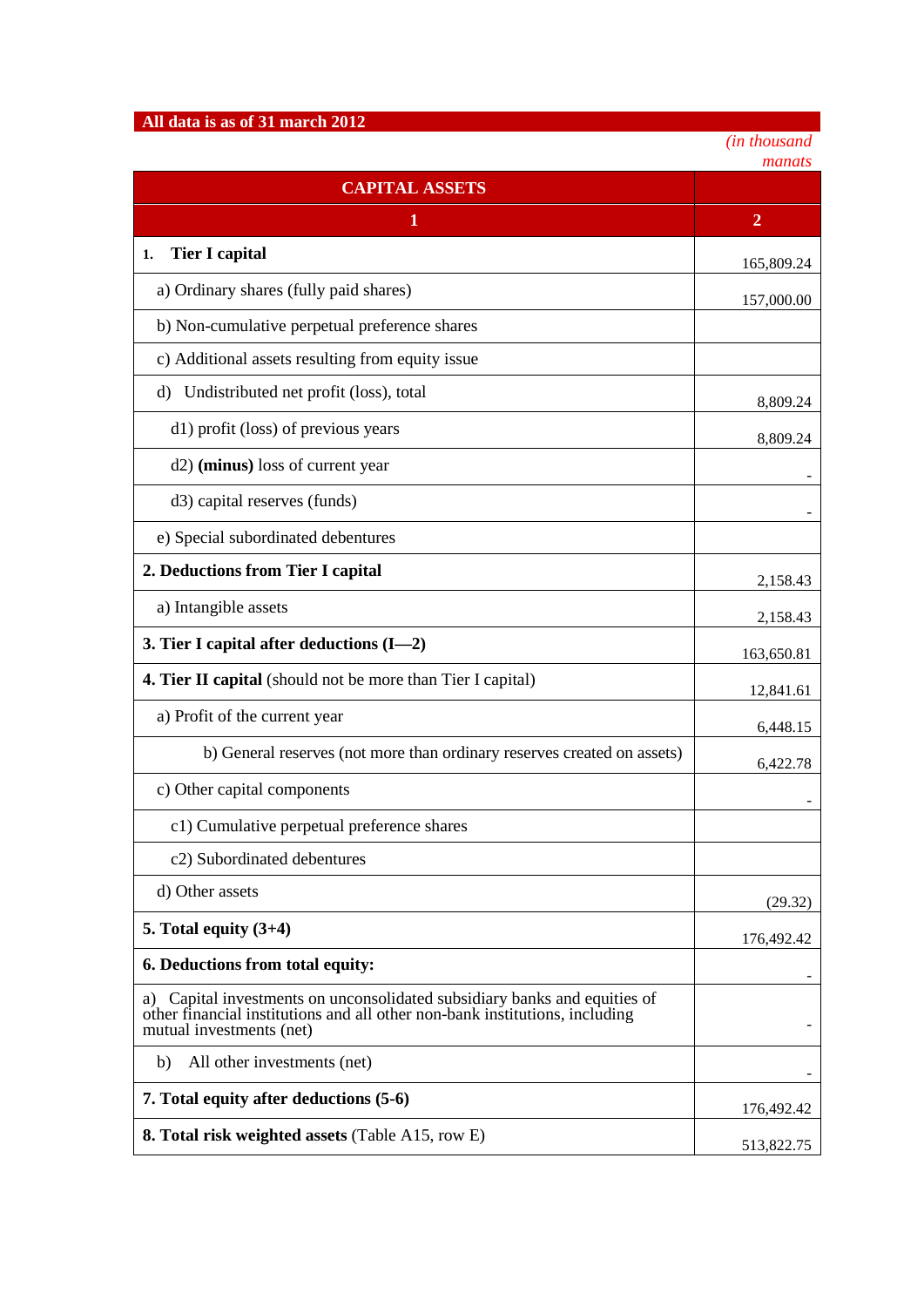**All data is as of 31 march 2012**

*(in thousand manats*

| CAPITAL ASSETS | |
|---|---|
| 1 | 2 |
| **1. Tier I capital** | 165,809.24 |
| a) Ordinary shares (fully paid shares) | 157,000.00 |
| b) Non-cumulative perpetual preference shares | |
| c) Additional assets resulting from equity issue | |
| d) Undistributed net profit (loss), total | 8,809.24 |
| d1) profit (loss) of previous years | 8,809.24 |
| d2) **(minus)** loss of current year | - |
| d3) capital reserves (funds) | - |
| e) Special subordinated debentures | |
| **2. Deductions from Tier I capital** | 2,158.43 |
| a) Intangible assets | 2,158.43 |
| **3. Tier I capital after deductions (I—2)** | 163,650.81 |
| **4. Tier II capital** (should not be more than Tier I capital) | 12,841.61 |
| a) Profit of the current year | 6,448.15 |
| b) General reserves (not more than ordinary reserves created on assets) | 6,422.78 |
| c) Other capital components | - |
| c1) Cumulative perpetual preference shares | |
| c2) Subordinated debentures | |
| d) Other assets | (29.32) |
| **5. Total equity (3+4)** | 176,492.42 |
| **6. Deductions from total equity:** | - |
| a) Capital investments on unconsolidated subsidiary banks and equities of other financial institutions and all other non-bank institutions, including mutual investments (net) | - |
| b) All other investments (net) | - |
| **7. Total equity after deductions (5-6)** | 176,492.42 |
| **8. Total risk weighted assets** (Table A15, row E) | 513,822.75 |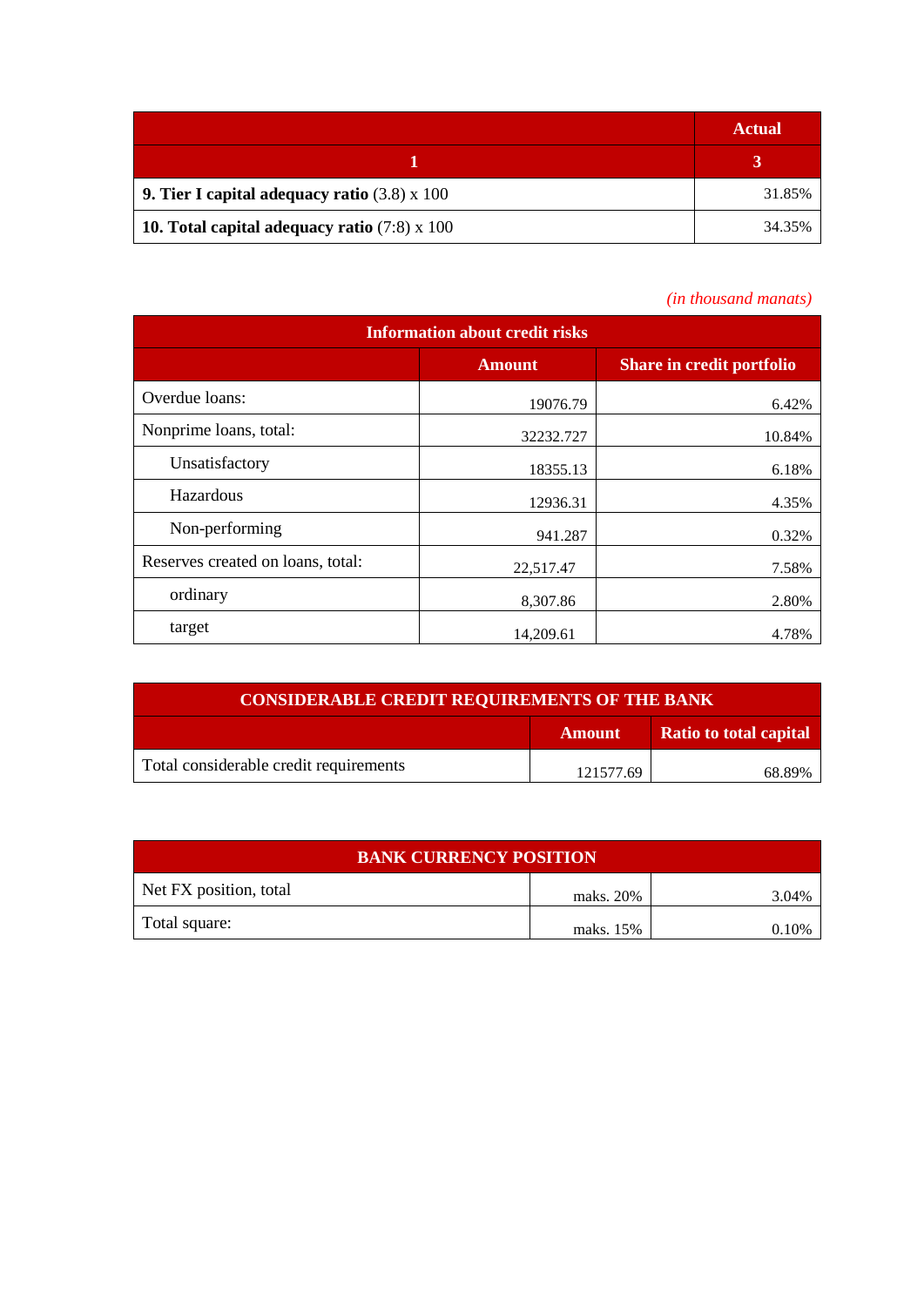| | Actual |
|---|---|
| 1 | 3 |
| **9. Tier I capital adequacy ratio** (3.8) x 100 | 31.85% |
| **10. Total capital adequacy ratio** (7:8) x 100 | 34.35% |

*(in thousand manats)*

| Information about credit risks | | |
|---|---|---|
| | Amount | Share in credit portfolio |
| Overdue loans: | 19076.79 | 6.42% |
| Nonprime loans, total: | 32232.727 | 10.84% |
| Unsatisfactory | 18355.13 | 6.18% |
| Hazardous | 12936.31 | 4.35% |
| Non-performing | 941.287 | 0.32% |
| Reserves created on loans, total: | 22,517.47 | 7.58% |
| ordinary | 8,307.86 | 2.80% |
| target | 14,209.61 | 4.78% |

| CONSIDERABLE CREDIT REQUIREMENTS OF THE BANK | | |
|---|---|---|
| | Amount | Ratio to total capital |
| Total considerable credit requirements | 121577.69 | 68.89% |

| BANK CURRENCY POSITION | | |
|---|---|---|
| Net FX position, total | maks. 20% | 3.04% |
| Total square: | maks. 15% | 0.10% |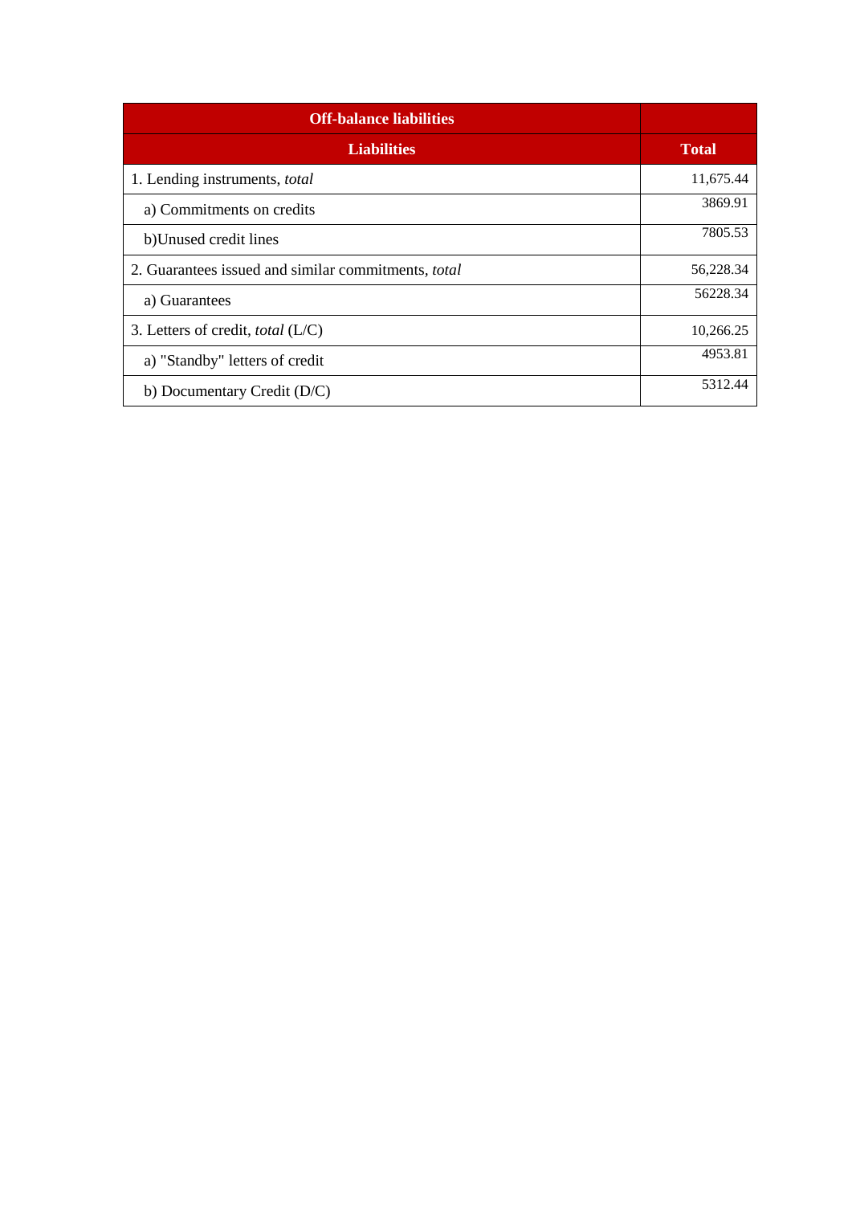| **Off-balance liabilities** | |
|---|---|
| **Liabilities** | **Total** |
| 1. Lending instruments, *total* | 11,675.44 |
| a) Commitments on credits | 3869.91 |
| b)Unused credit lines | 7805.53 |
| 2. Guarantees issued and similar commitments, *total* | 56,228.34 |
| a) Guarantees | 56228.34 |
| 3. Letters of credit, *total* (L/C) | 10,266.25 |
| a) "Standby" letters of credit | 4953.81 |
| b) Documentary Credit (D/C) | 5312.44 |